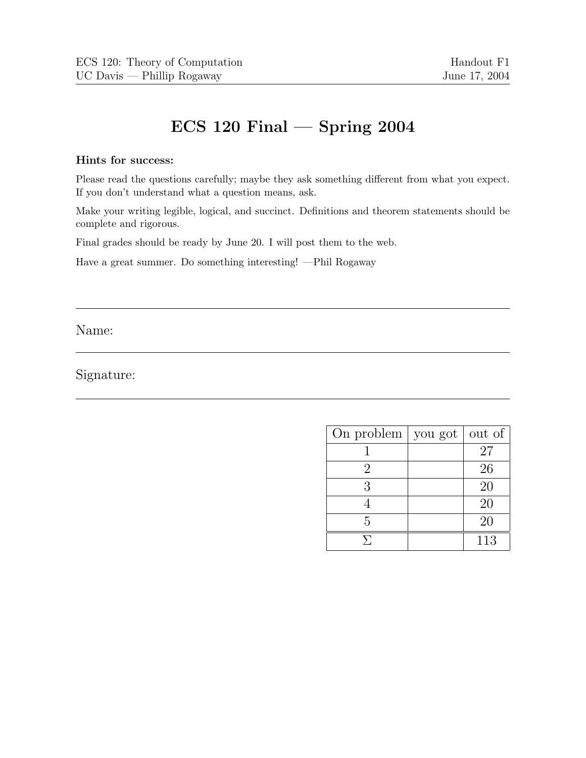ECS 120: Theory of Computation
UC Davis — Phillip Rogaway

Handout F1
June 17, 2004

# ECS 120 Final — Spring 2004

**Hints for success:**

Please read the questions carefully; maybe they ask something different from what you expect. If you don't understand what a question means, ask.

Make your writing legible, logical, and succinct. Definitions and theorem statements should be complete and rigorous.

Final grades should be ready by June 20. I will post them to the web.

Have a great summer. Do something interesting! —Phil Rogaway

---

Name:

---

Signature:

---

| On problem | you got | out of |
|---|---|---|
| 1 | | 27 |
| 2 | | 26 |
| 3 | | 20 |
| 4 | | 20 |
| 5 | | 20 |
| $\Sigma$ | | 113 |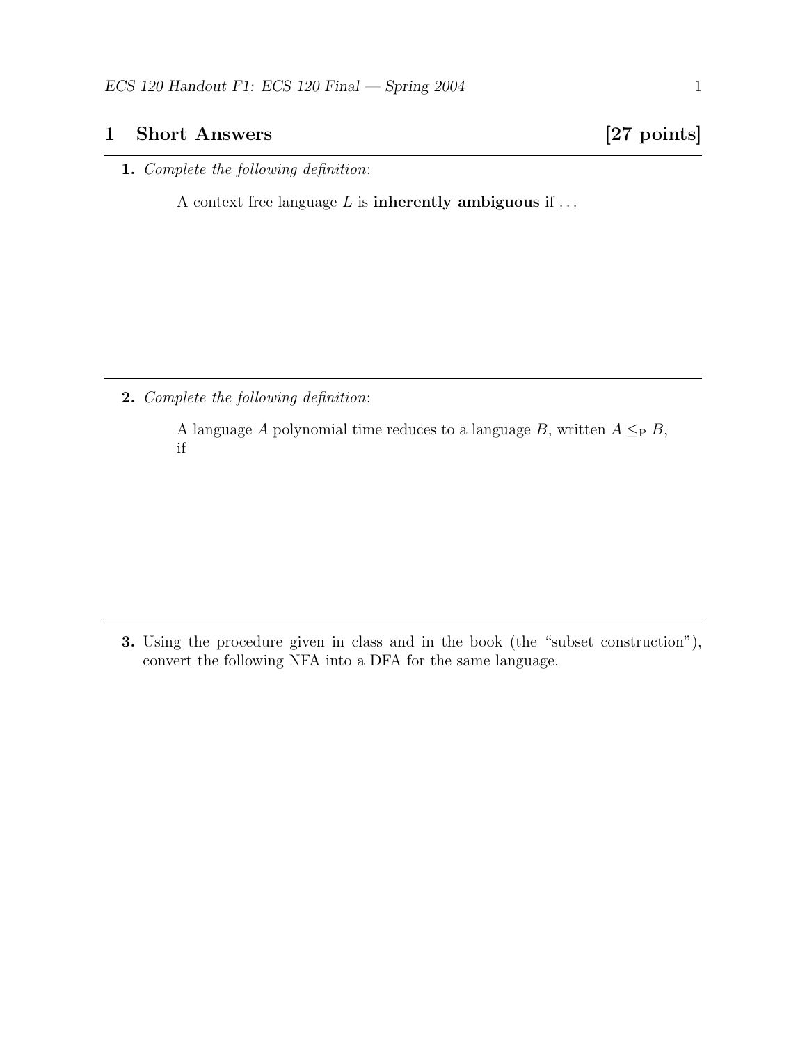# 1 Short Answers [27 points]

**1.** *Complete the following definition*:

A context free language $L$ is **inherently ambiguous** if . . .

---

**2.** *Complete the following definition*:

A language $A$ polynomial time reduces to a language $B$, written $A \leq_{\mathrm{P}} B$, if

---

**3.** Using the procedure given in class and in the book (the "subset construction"), convert the following NFA into a DFA for the same language.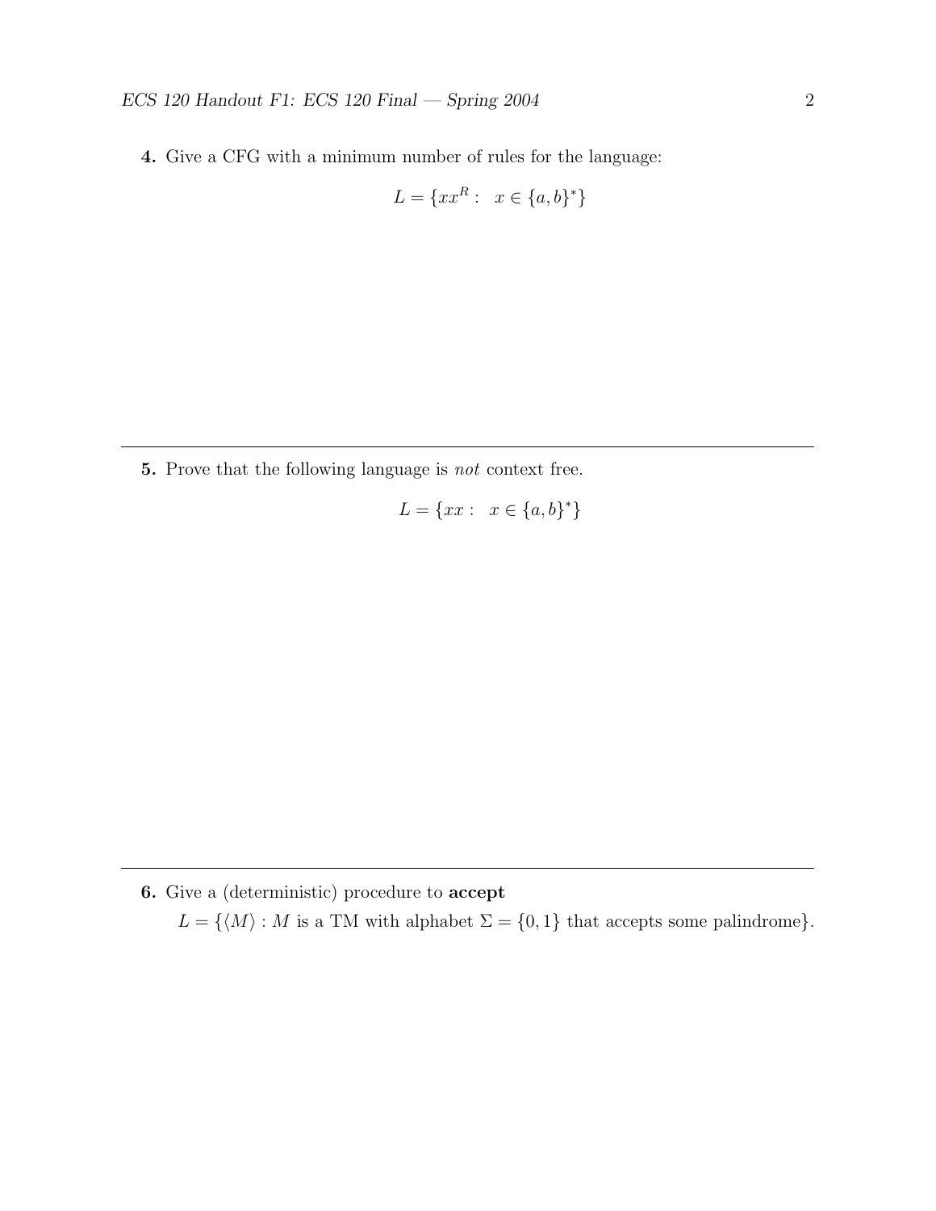**4.** Give a CFG with a minimum number of rules for the language:

$$L = \{xx^R : \ \ x \in \{a, b\}^*\}$$

---

**5.** Prove that the following language is *not* context free.

$$L = \{xx : \ \ x \in \{a, b\}^*\}$$

---

**6.** Give a (deterministic) procedure to **accept**

$L = \{\langle M \rangle : M$ is a TM with alphabet $\Sigma = \{0, 1\}$ that accepts some palindrome$\}$.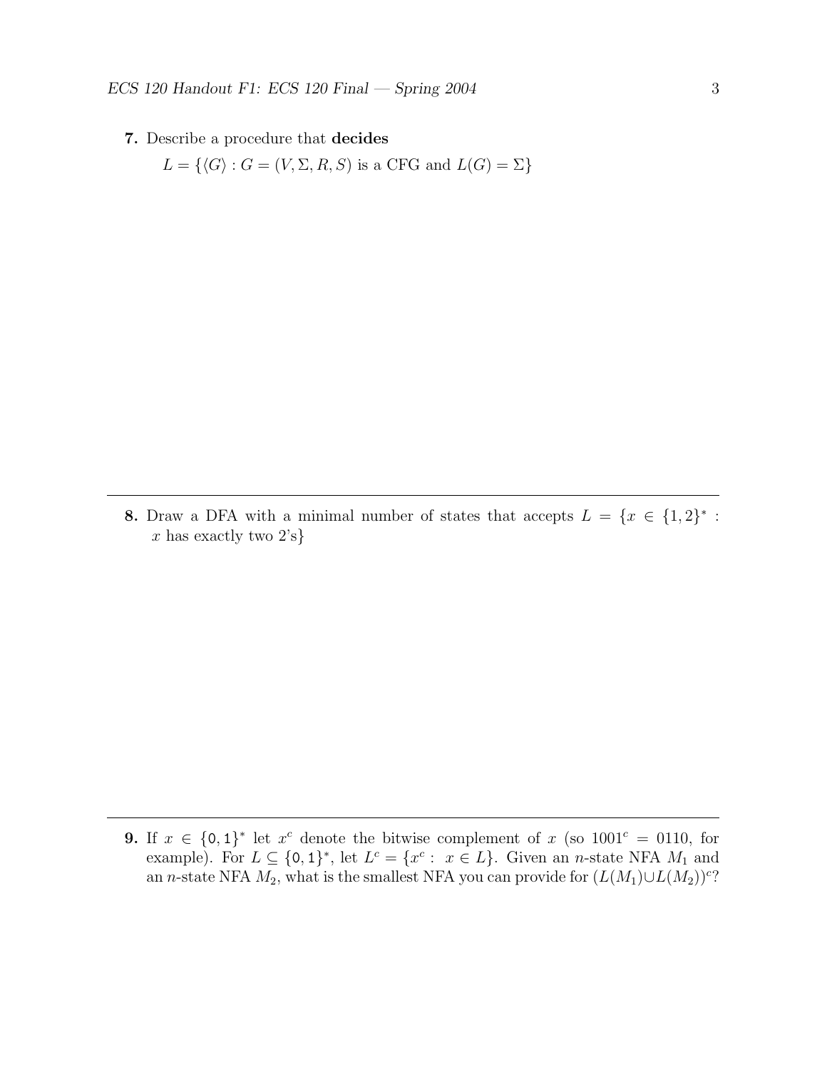**7.** Describe a procedure that **decides**

$L = \{\langle G \rangle : G = (V, \Sigma, R, S) \text{ is a CFG and } L(G) = \Sigma\}$

---

**8.** Draw a DFA with a minimal number of states that accepts $L = \{x \in \{1, 2\}^* : x \text{ has exactly two 2's}\}$

---

**9.** If $x \in \{\texttt{0}, \texttt{1}\}^*$ let $x^c$ denote the bitwise complement of $x$ (so $1001^c = 0110$, for example). For $L \subseteq \{\texttt{0}, \texttt{1}\}^*$, let $L^c = \{x^c : x \in L\}$. Given an $n$-state NFA $M_1$ and an $n$-state NFA $M_2$, what is the smallest NFA you can provide for $(L(M_1) \cup L(M_2))^c$?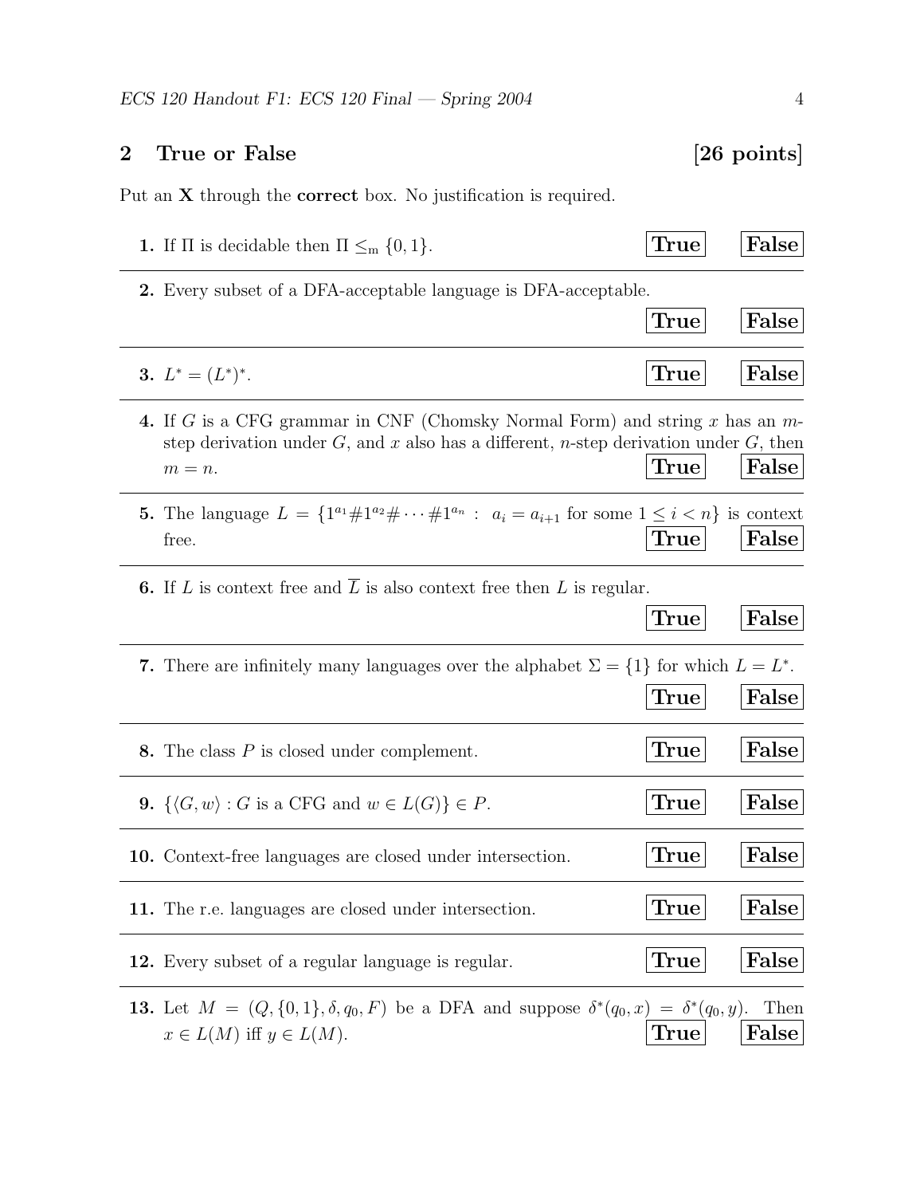## 2 True or False [26 points]

Put an **X** through the **correct** box. No justification is required.

**1.** If $\Pi$ is decidable then $\Pi \leq_{\rm m} \{0,1\}$. **True** **False**

**2.** Every subset of a DFA-acceptable language is DFA-acceptable. **True** **False**

**3.** $L^* = (L^*)^*$. **True** **False**

**4.** If $G$ is a CFG grammar in CNF (Chomsky Normal Form) and string $x$ has an $m$-step derivation under $G$, and $x$ also has a different, $n$-step derivation under $G$, then $m = n$. **True** **False**

**5.** The language $L = \{1^{a_1}\#1^{a_2}\#\cdots\#1^{a_n} : \ a_i = a_{i+1} \text{ for some } 1 \leq i < n\}$ is context free. **True** **False**

**6.** If $L$ is context free and $\overline{L}$ is also context free then $L$ is regular. **True** **False**

**7.** There are infinitely many languages over the alphabet $\Sigma = \{1\}$ for which $L = L^*$. **True** **False**

**8.** The class $P$ is closed under complement. **True** **False**

**9.** $\{\langle G, w\rangle : G \text{ is a CFG and } w \in L(G)\} \in P$. **True** **False**

**10.** Context-free languages are closed under intersection. **True** **False**

**11.** The r.e. languages are closed under intersection. **True** **False**

**12.** Every subset of a regular language is regular. **True** **False**

**13.** Let $M = (Q, \{0,1\}, \delta, q_0, F)$ be a DFA and suppose $\delta^*(q_0, x) = \delta^*(q_0, y)$. Then $x \in L(M)$ iff $y \in L(M)$. **True** **False**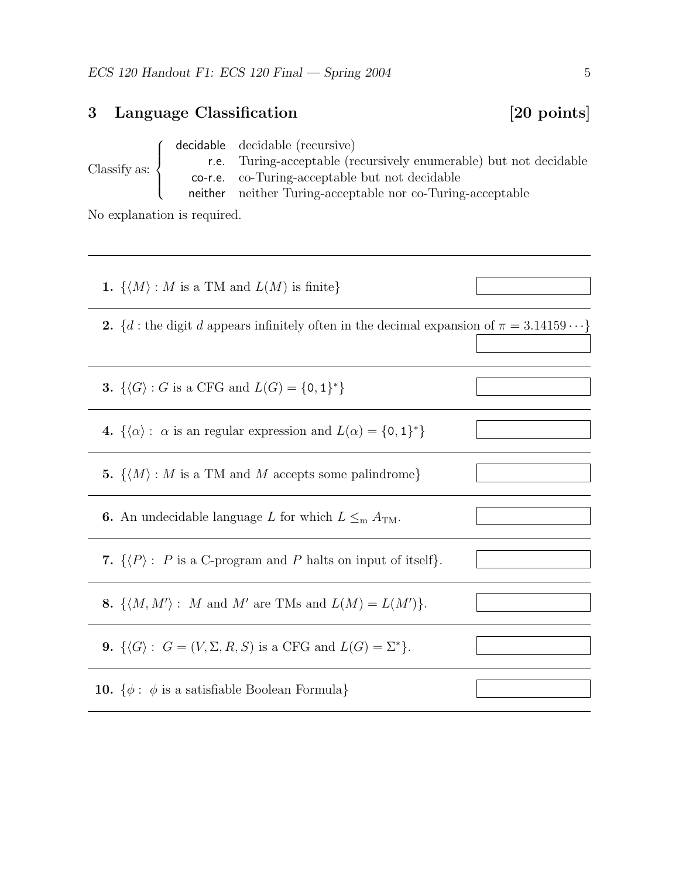## 3 Language Classification [20 points]

Classify as:

- **decidable** — decidable (recursive)
- **r.e.** — Turing-acceptable (recursively enumerable) but not decidable
- **co-r.e.** — co-Turing-acceptable but not decidable
- **neither** — neither Turing-acceptable nor co-Turing-acceptable

No explanation is required.

---

**1.** $\{\langle M \rangle : M \text{ is a TM and } L(M) \text{ is finite}\}$

---

**2.** $\{d : \text{the digit } d \text{ appears infinitely often in the decimal expansion of } \pi = 3.14159\cdots\}$

---

**3.** $\{\langle G \rangle : G \text{ is a CFG and } L(G) = \{0, 1\}^*\}$

---

**4.** $\{\langle \alpha \rangle : \alpha \text{ is an regular expression and } L(\alpha) = \{0, 1\}^*\}$

---

**5.** $\{\langle M \rangle : M \text{ is a TM and } M \text{ accepts some palindrome}\}$

---

**6.** An undecidable language $L$ for which $L \leq_{\text{m}} A_{\text{TM}}$.

---

**7.** $\{\langle P \rangle : P \text{ is a C-program and } P \text{ halts on input of itself}\}$.

---

**8.** $\{\langle M, M' \rangle : M \text{ and } M' \text{ are TMs and } L(M) = L(M')\}$.

---

**9.** $\{\langle G \rangle : G = (V, \Sigma, R, S) \text{ is a CFG and } L(G) = \Sigma^*\}$.

---

**10.** $\{\phi : \phi \text{ is a satisfiable Boolean Formula}\}$

---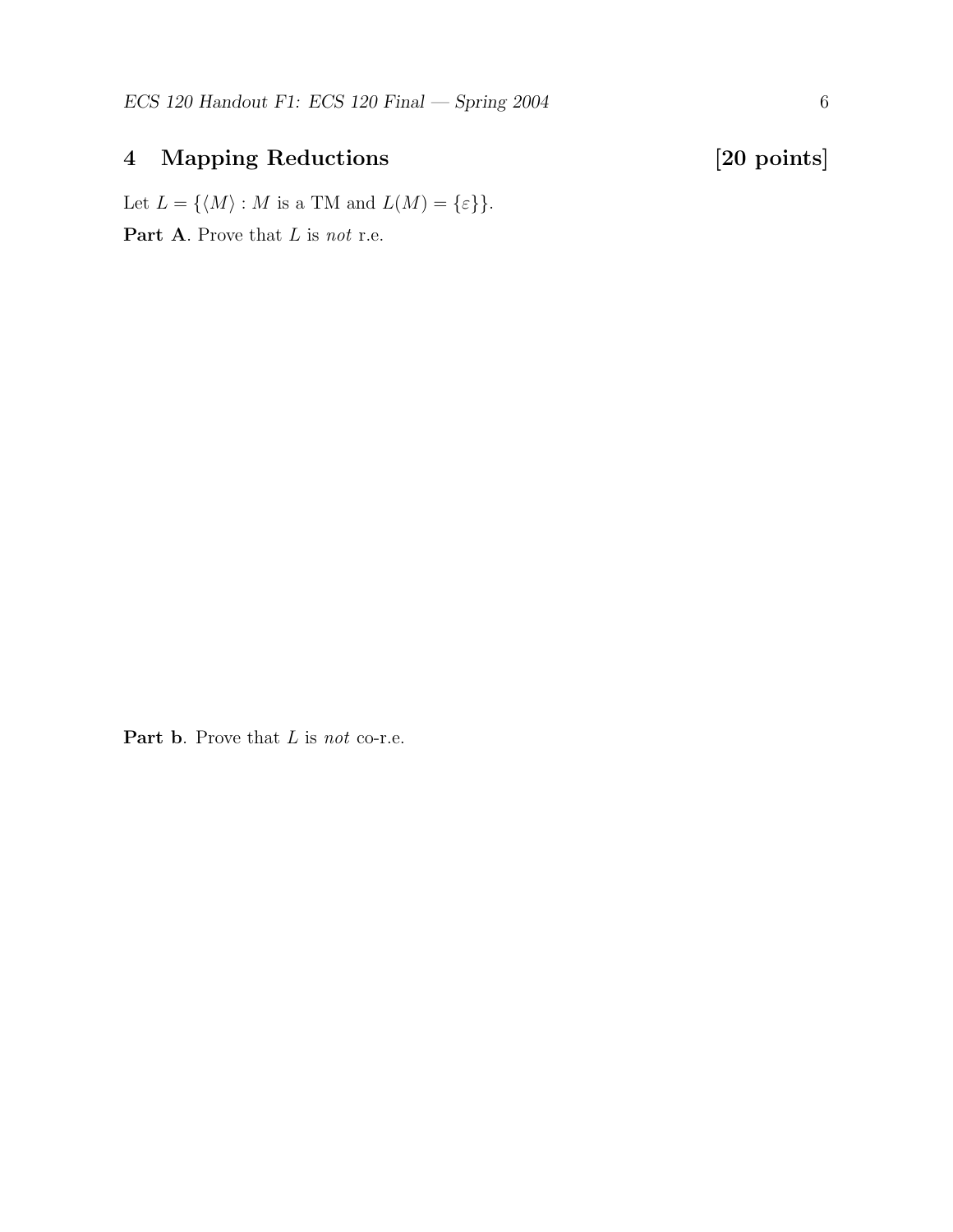## 4 Mapping Reductions **[20 points]**

Let $L = \{\langle M \rangle : M \text{ is a TM and } L(M) = \{\varepsilon\}\}$.

**Part A**. Prove that $L$ is *not* r.e.

**Part b**. Prove that $L$ is *not* co-r.e.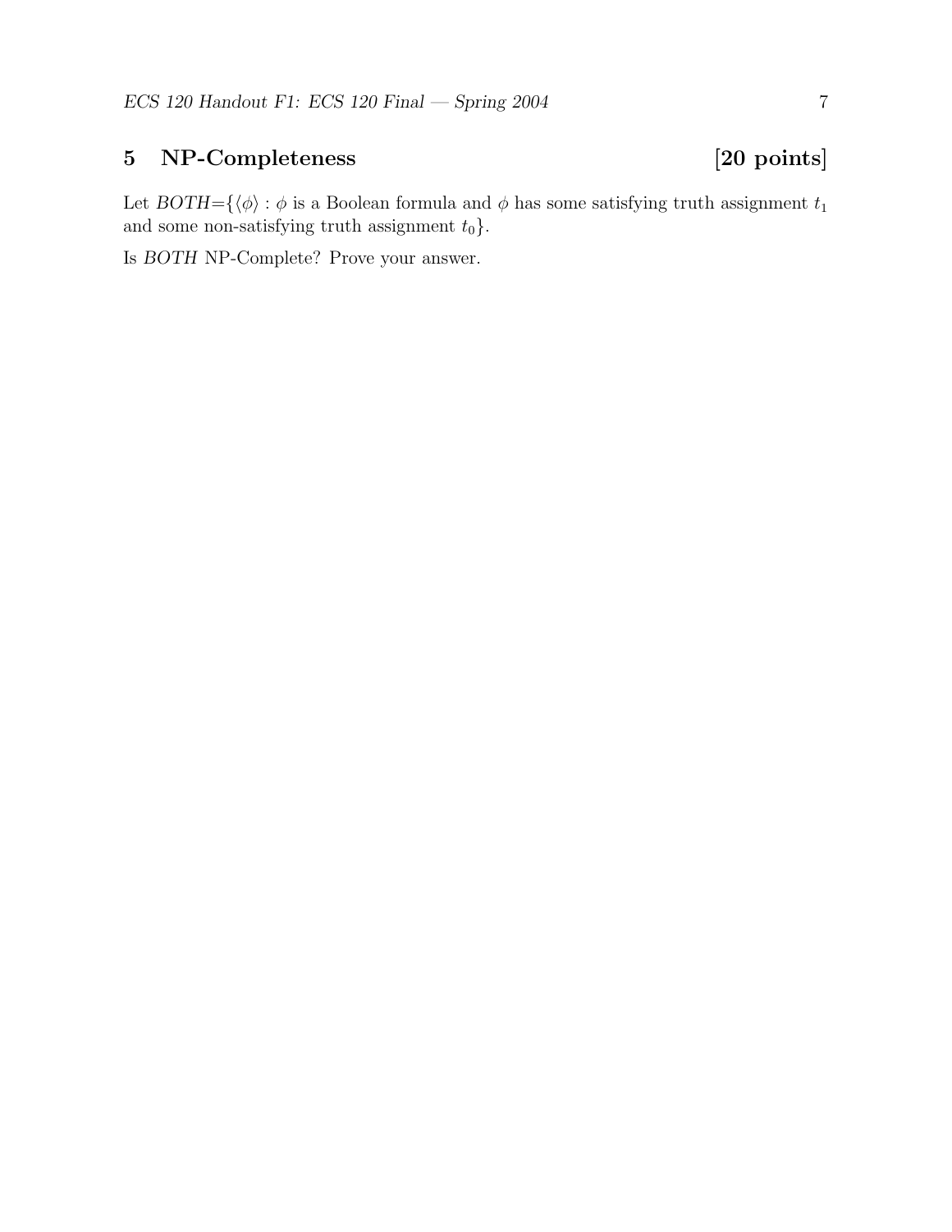## 5 NP-Completeness [20 points]

Let *BOTH*={$\langle \phi \rangle$ : $\phi$ is a Boolean formula and $\phi$ has some satisfying truth assignment $t_1$ and some non-satisfying truth assignment $t_0$}.

Is *BOTH* NP-Complete? Prove your answer.